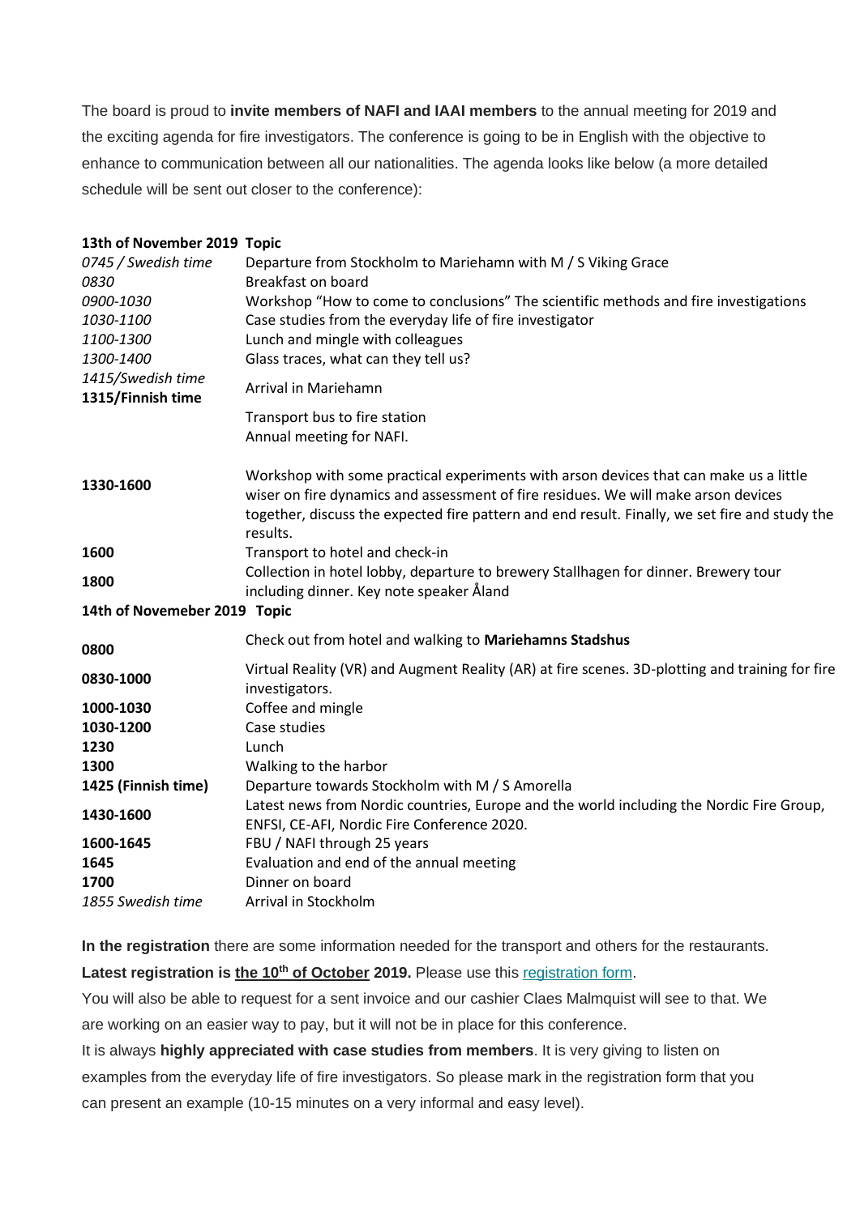The board is proud to **invite members of NAFI and IAAI members** to the annual meeting for 2019 and the exciting agenda for fire investigators. The conference is going to be in English with the objective to enhance to communication between all our nationalities. The agenda looks like below (a more detailed schedule will be sent out closer to the conference):

| **13th of November 2019** | **Topic** |
| --- | --- |
| *0745 / Swedish time* | Departure from Stockholm to Mariehamn with M / S Viking Grace |
| *0830* | Breakfast on board |
| *0900-1030* | Workshop "How to come to conclusions" The scientific methods and fire investigations |
| *1030-1100* | Case studies from the everyday life of fire investigator |
| *1100-1300* | Lunch and mingle with colleagues |
| *1300-1400* | Glass traces, what can they tell us? |
| *1415/Swedish time* **1315/Finnish time** | Arrival in Mariehamn |
| | Transport bus to fire station Annual meeting for NAFI. |
| **1330-1600** | Workshop with some practical experiments with arson devices that can make us a little wiser on fire dynamics and assessment of fire residues. We will make arson devices together, discuss the expected fire pattern and end result. Finally, we set fire and study the results. |
| **1600** | Transport to hotel and check-in |
| **1800** | Collection in hotel lobby, departure to brewery Stallhagen for dinner. Brewery tour including dinner. Key note speaker Åland |
| **14th of Novemeber 2019** | **Topic** |
| **0800** | Check out from hotel and walking to **Mariehamns Stadshus** |
| **0830-1000** | Virtual Reality (VR) and Augment Reality (AR) at fire scenes. 3D-plotting and training for fire investigators. |
| **1000-1030** | Coffee and mingle |
| **1030-1200** | Case studies |
| **1230** | Lunch |
| **1300** | Walking to the harbor |
| **1425 (Finnish time)** | Departure towards Stockholm with M / S Amorella |
| **1430-1600** | Latest news from Nordic countries, Europe and the world including the Nordic Fire Group, ENFSI, CE-AFI, Nordic Fire Conference 2020. |
| **1600-1645** | FBU / NAFI through 25 years |
| **1645** | Evaluation and end of the annual meeting |
| **1700** | Dinner on board |
| *1855 Swedish time* | Arrival in Stockholm |

**In the registration** there are some information needed for the transport and others for the restaurants.

**Latest registration is the 10th of October 2019.** Please use this registration form.

You will also be able to request for a sent invoice and our cashier Claes Malmquist will see to that. We are working on an easier way to pay, but it will not be in place for this conference.

It is always **highly appreciated with case studies from members**. It is very giving to listen on examples from the everyday life of fire investigators. So please mark in the registration form that you can present an example (10-15 minutes on a very informal and easy level).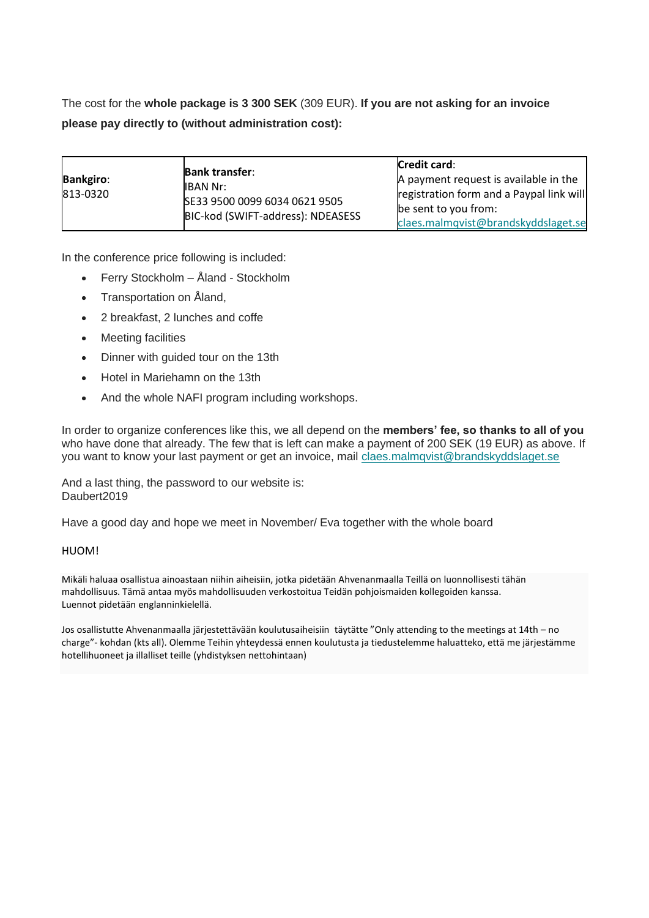The cost for the **whole package is 3 300 SEK** (309 EUR). **If you are not asking for an invoice please pay directly to (without administration cost):**

| | | |
|---|---|---|
| **Bankgiro**:<br>813-0320 | **Bank transfer**:<br>IBAN Nr:<br>SE33 9500 0099 6034 0621 9505<br>BIC-kod (SWIFT-address): NDEASESS | **Credit card**:<br>A payment request is available in the registration form and a Paypal link will be sent to you from:<br>claes.malmqvist@brandskyddslaget.se |

In the conference price following is included:

- Ferry Stockholm – Åland - Stockholm
- Transportation on Åland,
- 2 breakfast, 2 lunches and coffe
- Meeting facilities
- Dinner with guided tour on the 13th
- Hotel in Mariehamn on the 13th
- And the whole NAFI program including workshops.

In order to organize conferences like this, we all depend on the **members' fee, so thanks to all of you** who have done that already. The few that is left can make a payment of 200 SEK (19 EUR) as above. If you want to know your last payment or get an invoice, mail claes.malmqvist@brandskyddslaget.se

And a last thing, the password to our website is:
Daubert2019

Have a good day and hope we meet in November/ Eva together with the whole board

HUOM!

Mikäli haluaa osallistua ainoastaan niihin aiheisiin, jotka pidetään Ahvenanmaalla Teillä on luonnollisesti tähän mahdollisuus. Tämä antaa myös mahdollisuuden verkostoitua Teidän pohjoismaiden kollegoiden kanssa. Luennot pidetään englanninkielellä.

Jos osallistutte Ahvenanmaalla järjestettävään koulutusaiheisiin täytätte "Only attending to the meetings at 14th – no charge"- kohdan (kts all). Olemme Teihin yhteydessä ennen koulutusta ja tiedustelemme haluatteko, että me järjestämme hotellihuoneet ja illalliset teille (yhdistyksen nettohintaan)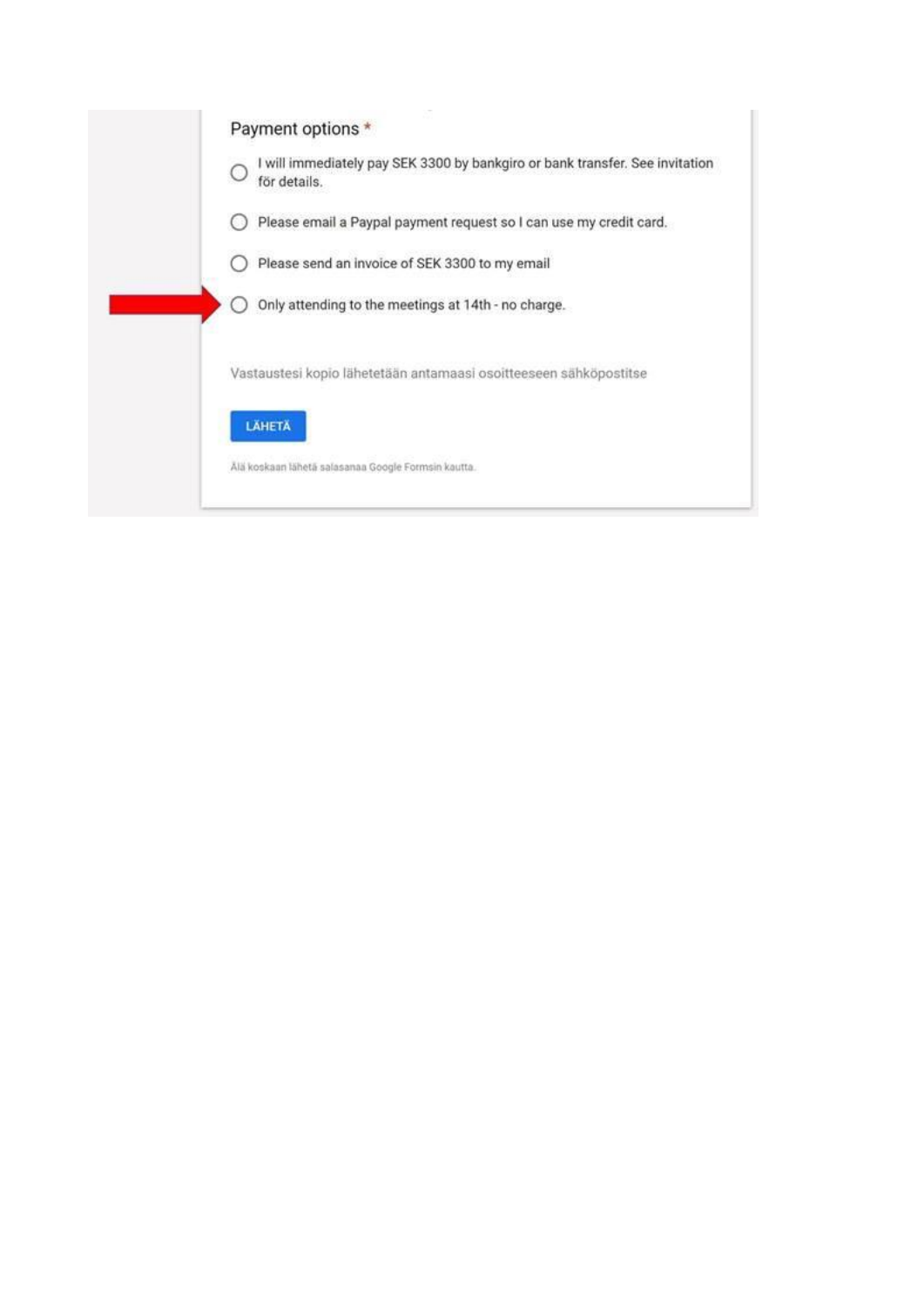Payment options *

- ○ I will immediately pay SEK 3300 by bankgiro or bank transfer. See invitation för details.
- ○ Please email a Paypal payment request so I can use my credit card.
- ○ Please send an invoice of SEK 3300 to my email
- ○ Only attending to the meetings at 14th - no charge.

Vastaustesi kopio lähetetään antamaasi osoitteeseen sähköpostitse

LÄHETÄ

Älä koskaan lähetä salasanaa Google Formsin kautta.